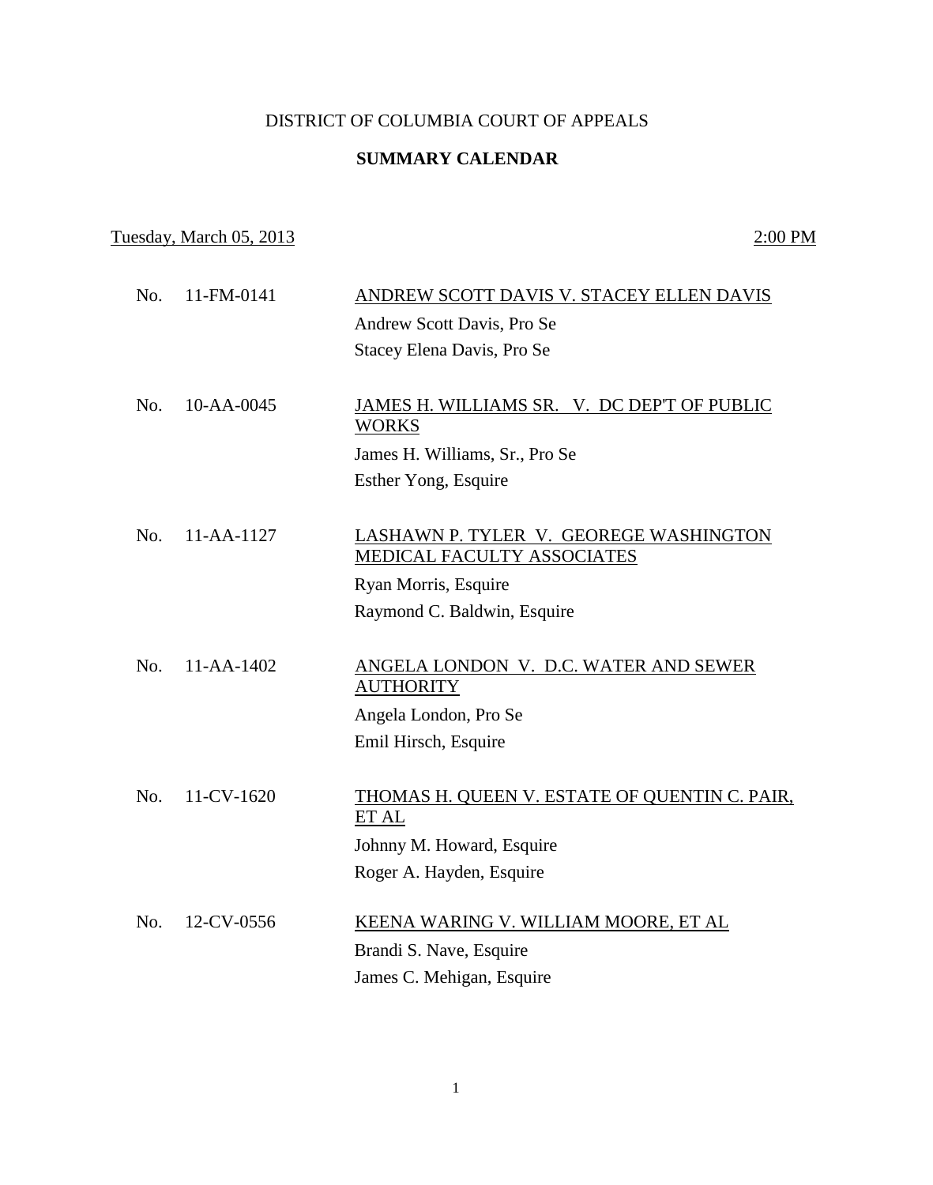DISTRICT OF COLUMBIA COURT OF APPEALS

**SUMMARY CALENDAR**

Tuesday, March 05, 2013 — 2:00 PM

No. 11-FM-0141 — ANDREW SCOTT DAVIS V. STACEY ELLEN DAVIS

Andrew Scott Davis, Pro Se

Stacey Elena Davis, Pro Se

No. 10-AA-0045 — JAMES H. WILLIAMS SR. V. DC DEP'T OF PUBLIC WORKS

James H. Williams, Sr., Pro Se

Esther Yong, Esquire

No. 11-AA-1127 — LASHAWN P. TYLER V. GEOREGE WASHINGTON MEDICAL FACULTY ASSOCIATES

Ryan Morris, Esquire

Raymond C. Baldwin, Esquire

No. 11-AA-1402 — ANGELA LONDON V. D.C. WATER AND SEWER AUTHORITY

Angela London, Pro Se

Emil Hirsch, Esquire

No. 11-CV-1620 — THOMAS H. QUEEN V. ESTATE OF QUENTIN C. PAIR, ET AL

Johnny M. Howard, Esquire

Roger A. Hayden, Esquire

No. 12-CV-0556 — KEENA WARING V. WILLIAM MOORE, ET AL

Brandi S. Nave, Esquire

James C. Mehigan, Esquire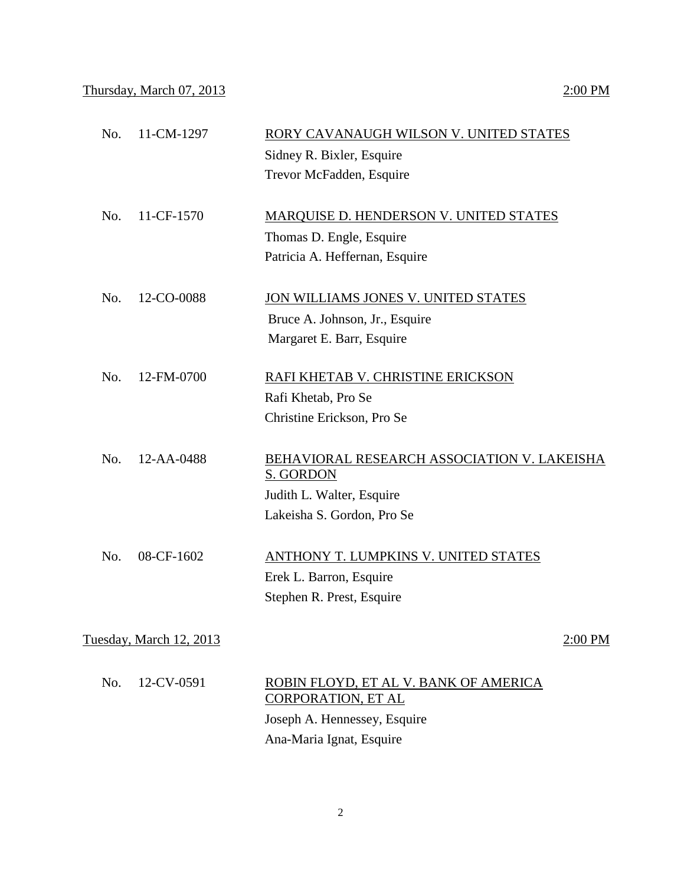Thursday, March 07, 2013 — 2:00 PM

No. 11-CM-1297 — RORY CAVANAUGH WILSON V. UNITED STATES
Sidney R. Bixler, Esquire
Trevor McFadden, Esquire

No. 11-CF-1570 — MARQUISE D. HENDERSON V. UNITED STATES
Thomas D. Engle, Esquire
Patricia A. Heffernan, Esquire

No. 12-CO-0088 — JON WILLIAMS JONES V. UNITED STATES
Bruce A. Johnson, Jr., Esquire
Margaret E. Barr, Esquire

No. 12-FM-0700 — RAFI KHETAB V. CHRISTINE ERICKSON
Rafi Khetab, Pro Se
Christine Erickson, Pro Se

No. 12-AA-0488 — BEHAVIORAL RESEARCH ASSOCIATION V. LAKEISHA S. GORDON
Judith L. Walter, Esquire
Lakeisha S. Gordon, Pro Se

No. 08-CF-1602 — ANTHONY T. LUMPKINS V. UNITED STATES
Erek L. Barron, Esquire
Stephen R. Prest, Esquire

Tuesday, March 12, 2013 — 2:00 PM

No. 12-CV-0591 — ROBIN FLOYD, ET AL V. BANK OF AMERICA CORPORATION, ET AL
Joseph A. Hennessey, Esquire
Ana-Maria Ignat, Esquire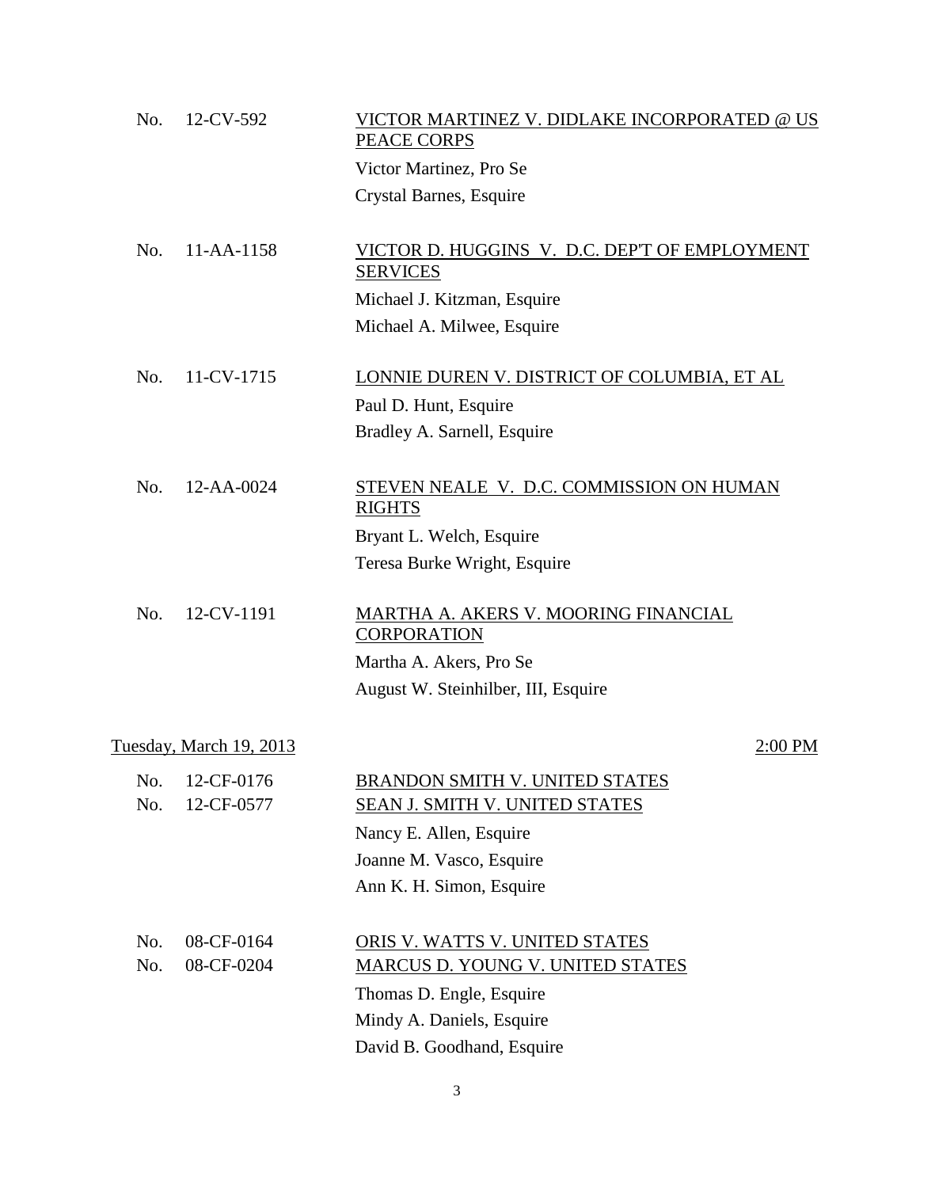No. 12-CV-592 <u>VICTOR MARTINEZ V. DIDLAKE INCORPORATED @ US PEACE CORPS</u>

Victor Martinez, Pro Se

Crystal Barnes, Esquire

No. 11-AA-1158 <u>VICTOR D. HUGGINS V. D.C. DEP'T OF EMPLOYMENT SERVICES</u>

Michael J. Kitzman, Esquire

Michael A. Milwee, Esquire

No. 11-CV-1715 <u>LONNIE DUREN V. DISTRICT OF COLUMBIA, ET AL</u>

Paul D. Hunt, Esquire

Bradley A. Sarnell, Esquire

No. 12-AA-0024 <u>STEVEN NEALE V. D.C. COMMISSION ON HUMAN RIGHTS</u>

Bryant L. Welch, Esquire

Teresa Burke Wright, Esquire

No. 12-CV-1191 <u>MARTHA A. AKERS V. MOORING FINANCIAL CORPORATION</u>

Martha A. Akers, Pro Se

August W. Steinhilber, III, Esquire

<u>Tuesday, March 19, 2013</u> <u>2:00 PM</u>

No. 12-CF-0176 <u>BRANDON SMITH V. UNITED STATES</u>

No. 12-CF-0577 <u>SEAN J. SMITH V. UNITED STATES</u>

Nancy E. Allen, Esquire

Joanne M. Vasco, Esquire

Ann K. H. Simon, Esquire

No. 08-CF-0164 <u>ORIS V. WATTS V. UNITED STATES</u>

No. 08-CF-0204 <u>MARCUS D. YOUNG V. UNITED STATES</u>

Thomas D. Engle, Esquire

Mindy A. Daniels, Esquire

David B. Goodhand, Esquire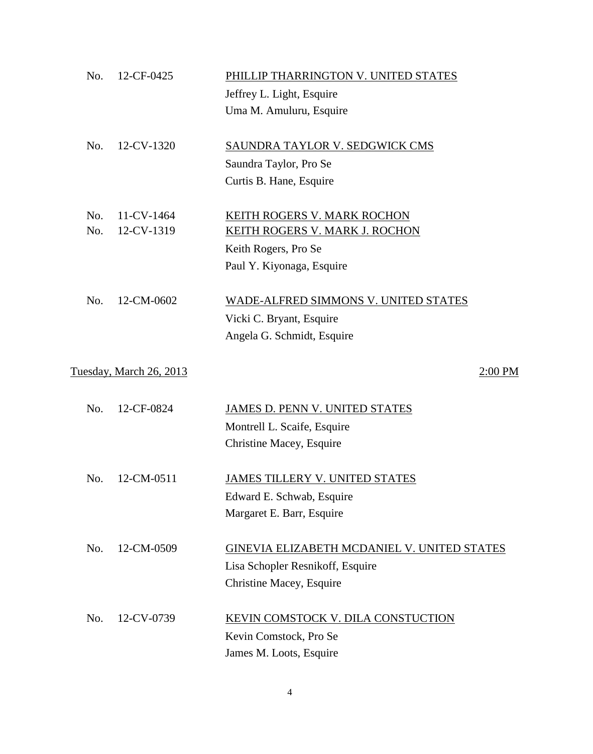No. 12-CF-0425 &nbsp;&nbsp;&nbsp; PHILLIP THARRINGTON V. UNITED STATES
Jeffrey L. Light, Esquire
Uma M. Amuluru, Esquire

No. 12-CV-1320 &nbsp;&nbsp;&nbsp; SAUNDRA TAYLOR V. SEDGWICK CMS
Saundra Taylor, Pro Se
Curtis B. Hane, Esquire

No. 11-CV-1464 &nbsp;&nbsp;&nbsp; KEITH ROGERS V. MARK ROCHON
No. 12-CV-1319 &nbsp;&nbsp;&nbsp; KEITH ROGERS V. MARK J. ROCHON
Keith Rogers, Pro Se
Paul Y. Kiyonaga, Esquire

No. 12-CM-0602 &nbsp;&nbsp;&nbsp; WADE-ALFRED SIMMONS V. UNITED STATES
Vicki C. Bryant, Esquire
Angela G. Schmidt, Esquire

Tuesday, March 26, 2013 &nbsp;&nbsp;&nbsp; 2:00 PM

No. 12-CF-0824 &nbsp;&nbsp;&nbsp; JAMES D. PENN V. UNITED STATES
Montrell L. Scaife, Esquire
Christine Macey, Esquire

No. 12-CM-0511 &nbsp;&nbsp;&nbsp; JAMES TILLERY V. UNITED STATES
Edward E. Schwab, Esquire
Margaret E. Barr, Esquire

No. 12-CM-0509 &nbsp;&nbsp;&nbsp; GINEVIA ELIZABETH MCDANIEL V. UNITED STATES
Lisa Schopler Resnikoff, Esquire
Christine Macey, Esquire

No. 12-CV-0739 &nbsp;&nbsp;&nbsp; KEVIN COMSTOCK V. DILA CONSTUCTION
Kevin Comstock, Pro Se
James M. Loots, Esquire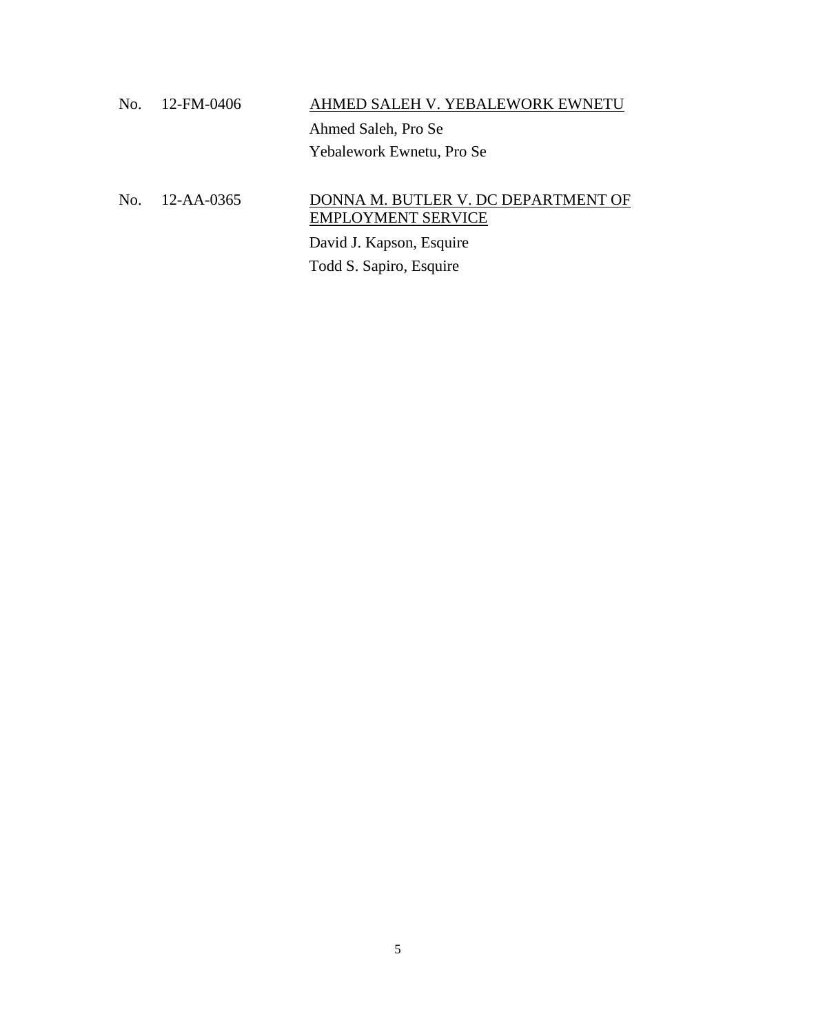No. 12-FM-0406 <u>AHMED SALEH V. YEBALEWORK EWNETU</u>

Ahmed Saleh, Pro Se

Yebalework Ewnetu, Pro Se

No. 12-AA-0365 <u>DONNA M. BUTLER V. DC DEPARTMENT OF EMPLOYMENT SERVICE</u>

David J. Kapson, Esquire

Todd S. Sapiro, Esquire